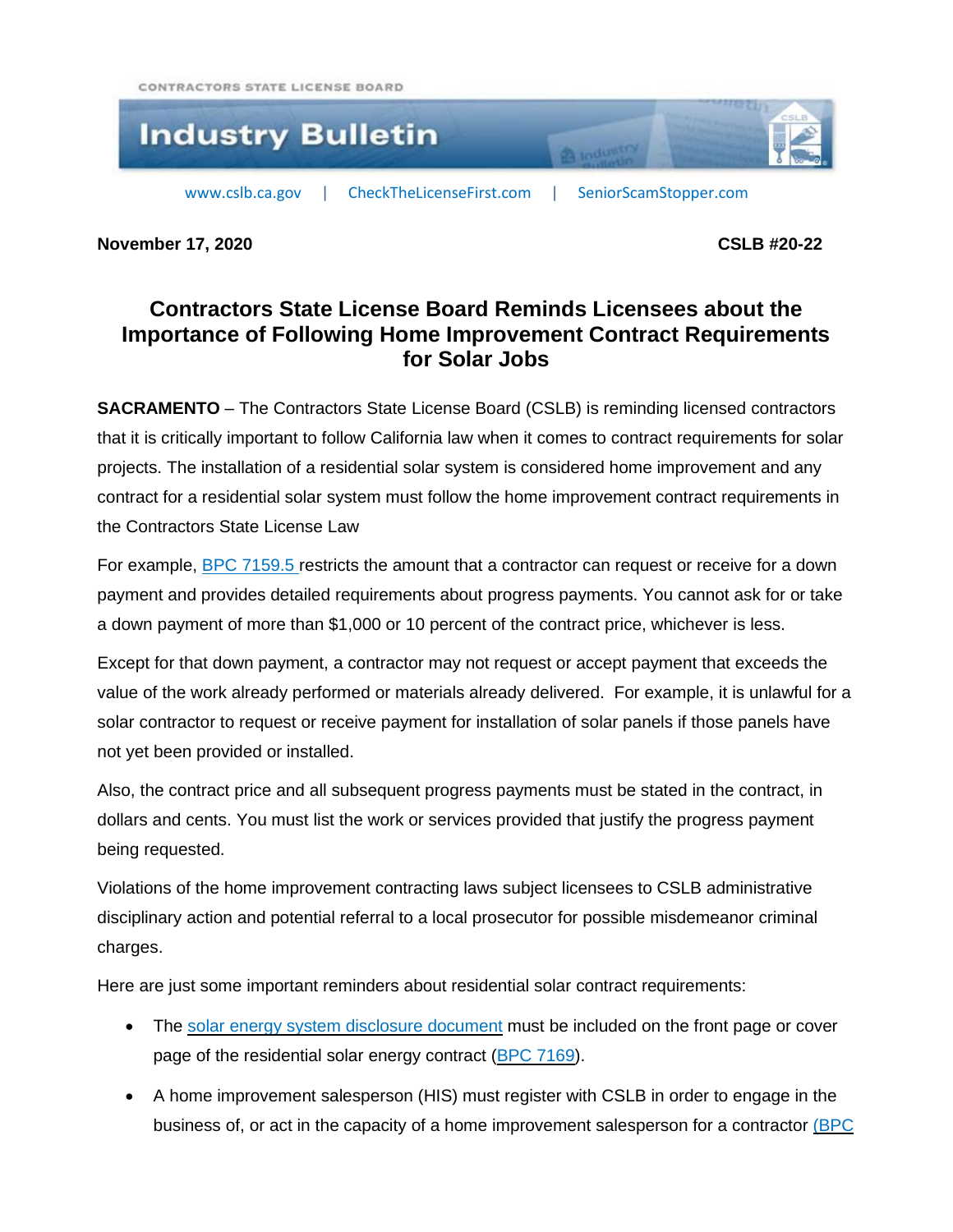CONTRACTORS STATE LICENSE BOARD

# Industry Bulletin

www.cslb.ca.gov | CheckTheLicenseFirst.com | SeniorScamStopper.com

**November 17, 2020** **CSLB #20-22**

## Contractors State License Board Reminds Licensees about the Importance of Following Home Improvement Contract Requirements for Solar Jobs

**SACRAMENTO** – The Contractors State License Board (CSLB) is reminding licensed contractors that it is critically important to follow California law when it comes to contract requirements for solar projects. The installation of a residential solar system is considered home improvement and any contract for a residential solar system must follow the home improvement contract requirements in the Contractors State License Law

For example, BPC 7159.5 restricts the amount that a contractor can request or receive for a down payment and provides detailed requirements about progress payments. You cannot ask for or take a down payment of more than $1,000 or 10 percent of the contract price, whichever is less.

Except for that down payment, a contractor may not request or accept payment that exceeds the value of the work already performed or materials already delivered. For example, it is unlawful for a solar contractor to request or receive payment for installation of solar panels if those panels have not yet been provided or installed.

Also, the contract price and all subsequent progress payments must be stated in the contract, in dollars and cents. You must list the work or services provided that justify the progress payment being requested.

Violations of the home improvement contracting laws subject licensees to CSLB administrative disciplinary action and potential referral to a local prosecutor for possible misdemeanor criminal charges.

Here are just some important reminders about residential solar contract requirements:

- The solar energy system disclosure document must be included on the front page or cover page of the residential solar energy contract (BPC 7169).
- A home improvement salesperson (HIS) must register with CSLB in order to engage in the business of, or act in the capacity of a home improvement salesperson for a contractor (BPC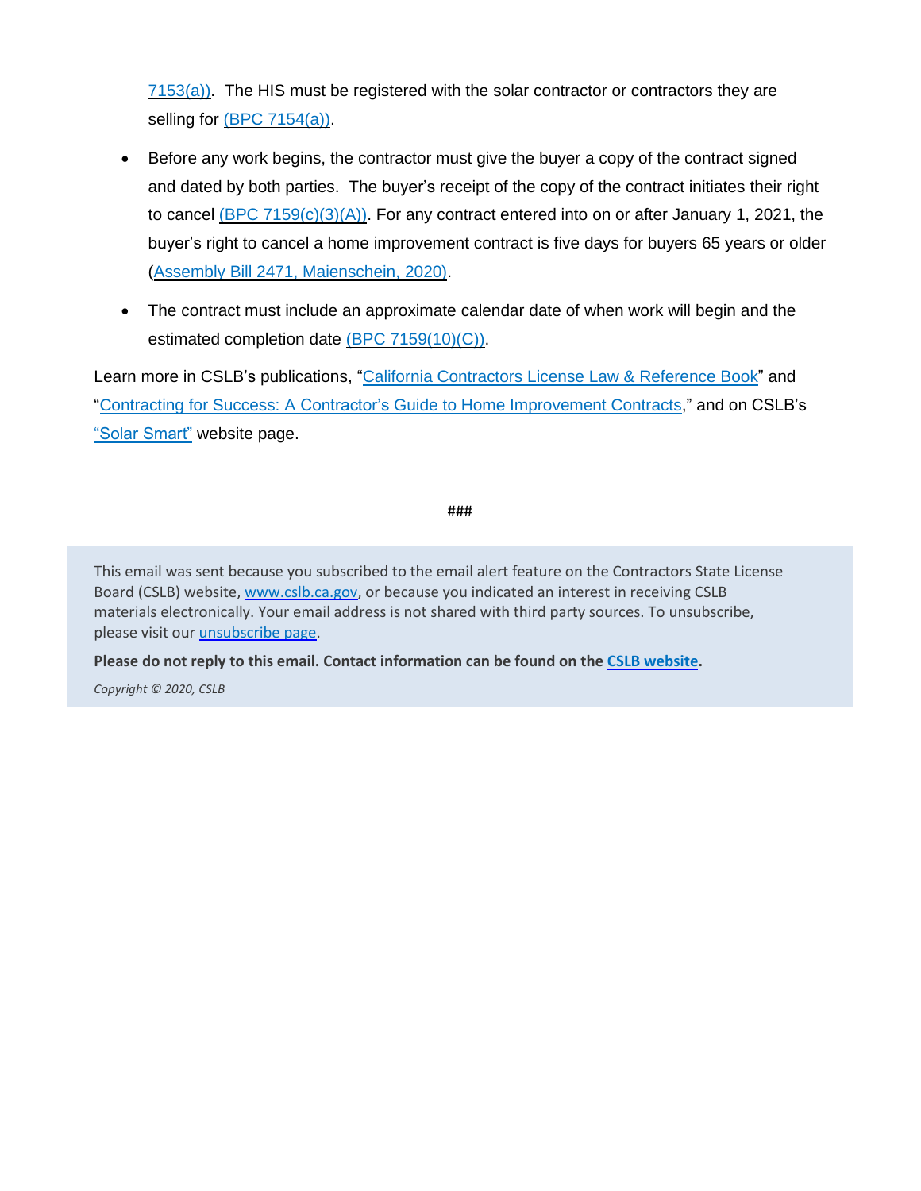7153(a)). The HIS must be registered with the solar contractor or contractors they are selling for (BPC 7154(a)).

- Before any work begins, the contractor must give the buyer a copy of the contract signed and dated by both parties. The buyer's receipt of the copy of the contract initiates their right to cancel (BPC 7159(c)(3)(A)). For any contract entered into on or after January 1, 2021, the buyer's right to cancel a home improvement contract is five days for buyers 65 years or older (Assembly Bill 2471, Maienschein, 2020).
- The contract must include an approximate calendar date of when work will begin and the estimated completion date (BPC 7159(10)(C)).

Learn more in CSLB's publications, "California Contractors License Law & Reference Book" and "Contracting for Success: A Contractor's Guide to Home Improvement Contracts," and on CSLB's "Solar Smart" website page.

###

This email was sent because you subscribed to the email alert feature on the Contractors State License Board (CSLB) website, www.cslb.ca.gov, or because you indicated an interest in receiving CSLB materials electronically. Your email address is not shared with third party sources. To unsubscribe, please visit our unsubscribe page.

**Please do not reply to this email. Contact information can be found on the CSLB website.**

*Copyright © 2020, CSLB*